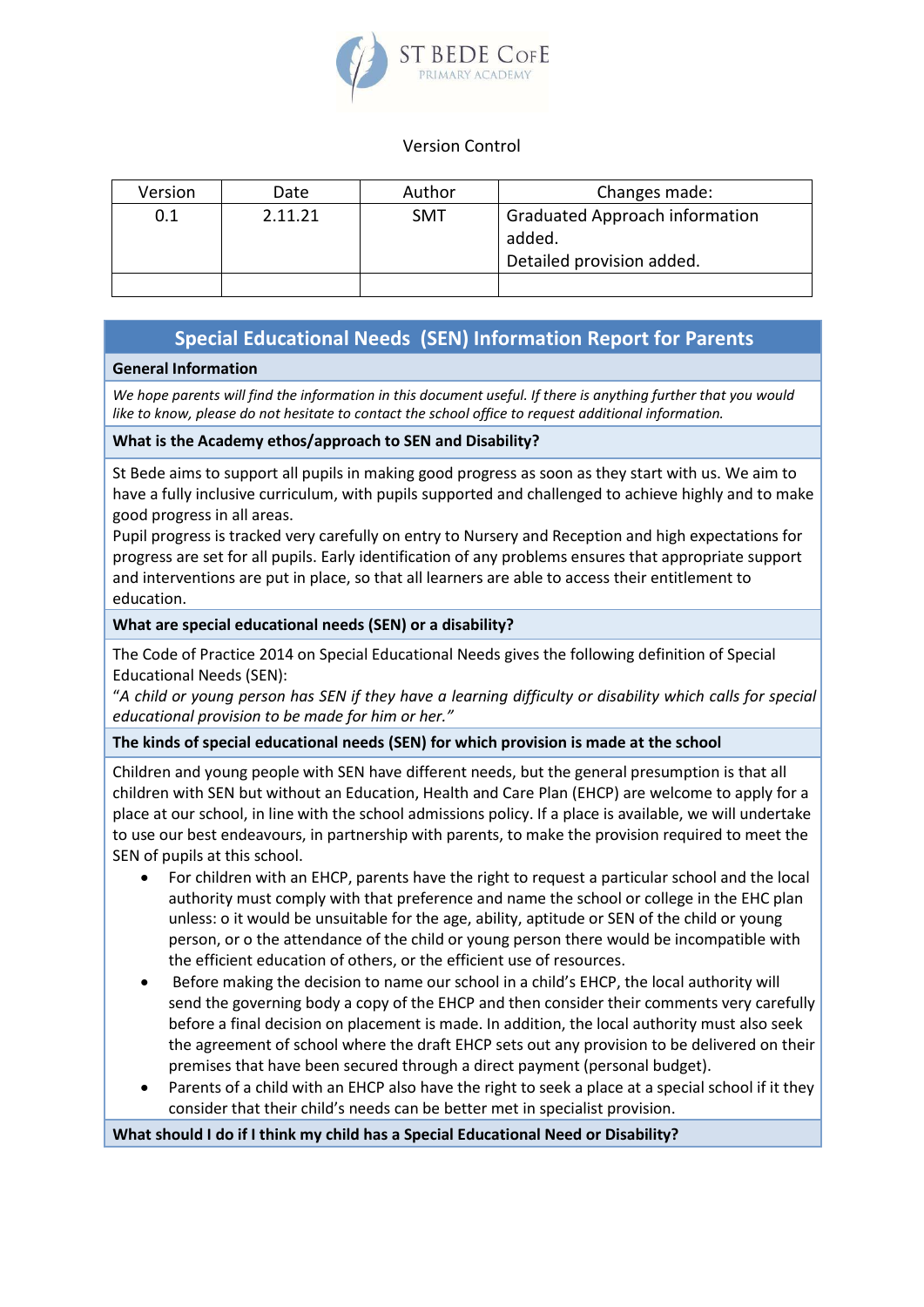ST BEDE CofE
PRIMARY ACADEMY

Version Control

| Version | Date | Author | Changes made: |
| --- | --- | --- | --- |
| 0.1 | 2.11.21 | SMT | Graduated Approach information added. Detailed provision added. |
| | | | |

## Special Educational Needs (SEN) Information Report for Parents

### General Information

*We hope parents will find the information in this document useful. If there is anything further that you would like to know, please do not hesitate to contact the school office to request additional information.*

### What is the Academy ethos/approach to SEN and Disability?

St Bede aims to support all pupils in making good progress as soon as they start with us. We aim to have a fully inclusive curriculum, with pupils supported and challenged to achieve highly and to make good progress in all areas.

Pupil progress is tracked very carefully on entry to Nursery and Reception and high expectations for progress are set for all pupils. Early identification of any problems ensures that appropriate support and interventions are put in place, so that all learners are able to access their entitlement to education.

### What are special educational needs (SEN) or a disability?

The Code of Practice 2014 on Special Educational Needs gives the following definition of Special Educational Needs (SEN):

"*A child or young person has SEN if they have a learning difficulty or disability which calls for special educational provision to be made for him or her.*"

### The kinds of special educational needs (SEN) for which provision is made at the school

Children and young people with SEN have different needs, but the general presumption is that all children with SEN but without an Education, Health and Care Plan (EHCP) are welcome to apply for a place at our school, in line with the school admissions policy. If a place is available, we will undertake to use our best endeavours, in partnership with parents, to make the provision required to meet the SEN of pupils at this school.

- For children with an EHCP, parents have the right to request a particular school and the local authority must comply with that preference and name the school or college in the EHC plan unless: o it would be unsuitable for the age, ability, aptitude or SEN of the child or young person, or o the attendance of the child or young person there would be incompatible with the efficient education of others, or the efficient use of resources.
- Before making the decision to name our school in a child's EHCP, the local authority will send the governing body a copy of the EHCP and then consider their comments very carefully before a final decision on placement is made. In addition, the local authority must also seek the agreement of school where the draft EHCP sets out any provision to be delivered on their premises that have been secured through a direct payment (personal budget).
- Parents of a child with an EHCP also have the right to seek a place at a special school if it they consider that their child's needs can be better met in specialist provision.

### What should I do if I think my child has a Special Educational Need or Disability?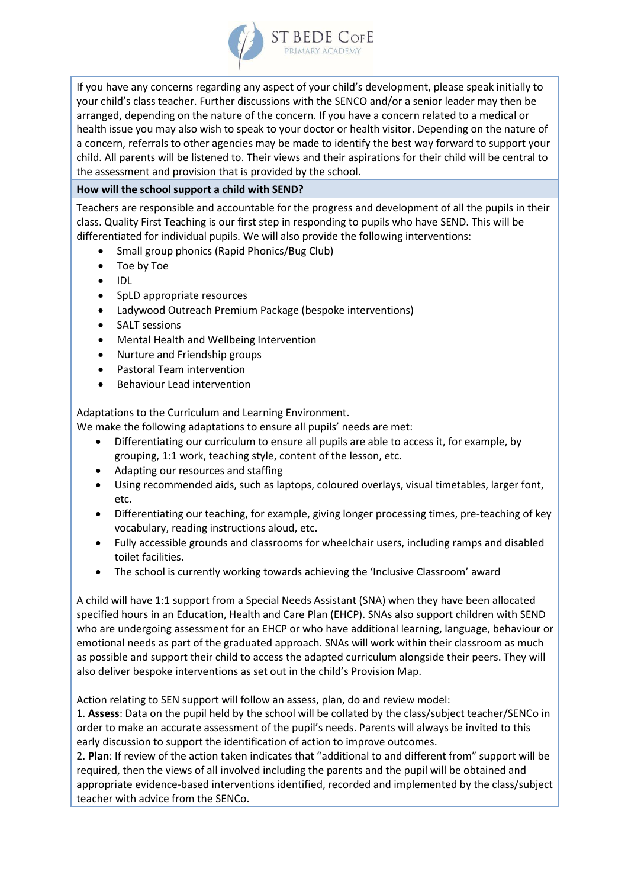If you have any concerns regarding any aspect of your child's development, please speak initially to your child's class teacher. Further discussions with the SENCO and/or a senior leader may then be arranged, depending on the nature of the concern. If you have a concern related to a medical or health issue you may also wish to speak to your doctor or health visitor. Depending on the nature of a concern, referrals to other agencies may be made to identify the best way forward to support your child. All parents will be listened to. Their views and their aspirations for their child will be central to the assessment and provision that is provided by the school.

**How will the school support a child with SEND?**

Teachers are responsible and accountable for the progress and development of all the pupils in their class. Quality First Teaching is our first step in responding to pupils who have SEND. This will be differentiated for individual pupils. We will also provide the following interventions:

- Small group phonics (Rapid Phonics/Bug Club)
- Toe by Toe
- IDL
- SpLD appropriate resources
- Ladywood Outreach Premium Package (bespoke interventions)
- SALT sessions
- Mental Health and Wellbeing Intervention
- Nurture and Friendship groups
- Pastoral Team intervention
- Behaviour Lead intervention

Adaptations to the Curriculum and Learning Environment.
We make the following adaptations to ensure all pupils' needs are met:

- Differentiating our curriculum to ensure all pupils are able to access it, for example, by grouping, 1:1 work, teaching style, content of the lesson, etc.
- Adapting our resources and staffing
- Using recommended aids, such as laptops, coloured overlays, visual timetables, larger font, etc.
- Differentiating our teaching, for example, giving longer processing times, pre-teaching of key vocabulary, reading instructions aloud, etc.
- Fully accessible grounds and classrooms for wheelchair users, including ramps and disabled toilet facilities.
- The school is currently working towards achieving the 'Inclusive Classroom' award

A child will have 1:1 support from a Special Needs Assistant (SNA) when they have been allocated specified hours in an Education, Health and Care Plan (EHCP). SNAs also support children with SEND who are undergoing assessment for an EHCP or who have additional learning, language, behaviour or emotional needs as part of the graduated approach. SNAs will work within their classroom as much as possible and support their child to access the adapted curriculum alongside their peers. They will also deliver bespoke interventions as set out in the child's Provision Map.

Action relating to SEN support will follow an assess, plan, do and review model:
1. **Assess**: Data on the pupil held by the school will be collated by the class/subject teacher/SENCo in order to make an accurate assessment of the pupil's needs. Parents will always be invited to this early discussion to support the identification of action to improve outcomes.
2. **Plan**: If review of the action taken indicates that "additional to and different from" support will be required, then the views of all involved including the parents and the pupil will be obtained and appropriate evidence-based interventions identified, recorded and implemented by the class/subject teacher with advice from the SENCo.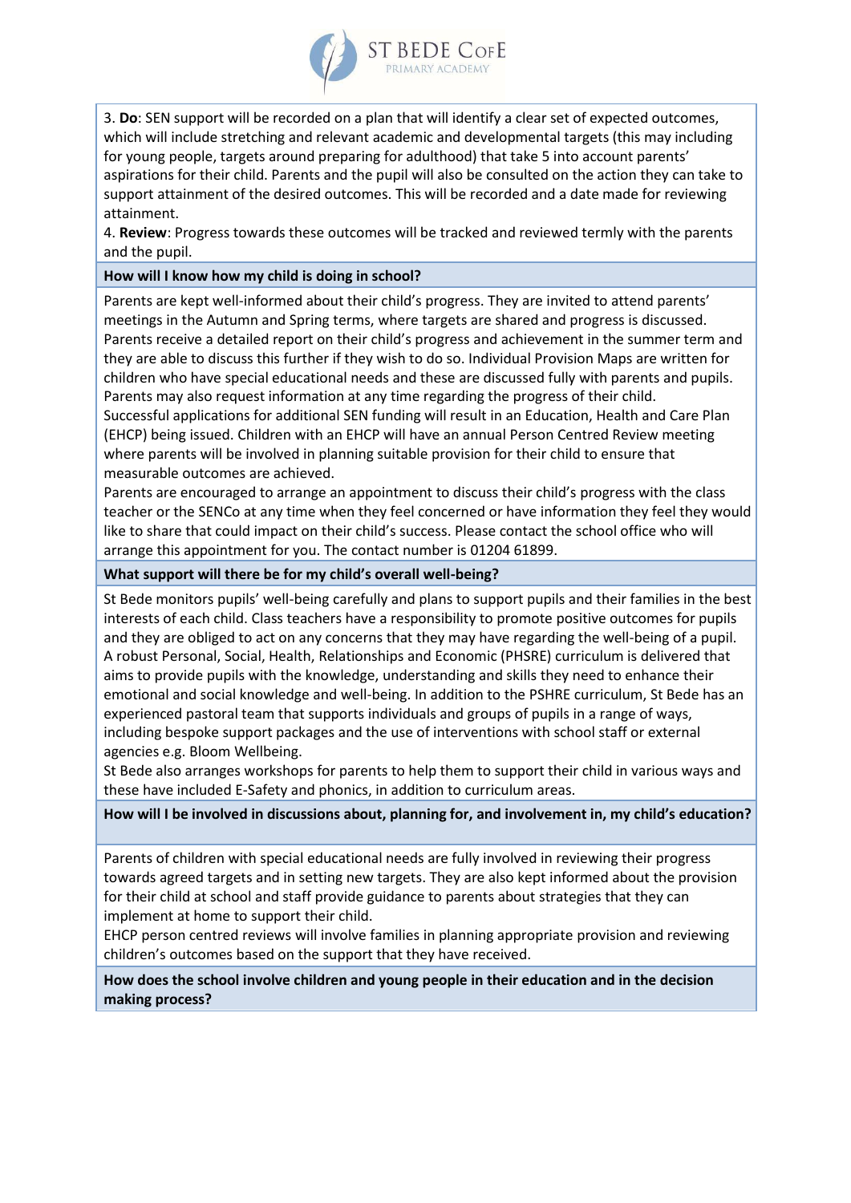3. **Do**: SEN support will be recorded on a plan that will identify a clear set of expected outcomes, which will include stretching and relevant academic and developmental targets (this may including for young people, targets around preparing for adulthood) that take 5 into account parents' aspirations for their child. Parents and the pupil will also be consulted on the action they can take to support attainment of the desired outcomes. This will be recorded and a date made for reviewing attainment.

4. **Review**: Progress towards these outcomes will be tracked and reviewed termly with the parents and the pupil.

**How will I know how my child is doing in school?**

Parents are kept well-informed about their child's progress. They are invited to attend parents' meetings in the Autumn and Spring terms, where targets are shared and progress is discussed. Parents receive a detailed report on their child's progress and achievement in the summer term and they are able to discuss this further if they wish to do so. Individual Provision Maps are written for children who have special educational needs and these are discussed fully with parents and pupils. Parents may also request information at any time regarding the progress of their child.

Successful applications for additional SEN funding will result in an Education, Health and Care Plan (EHCP) being issued. Children with an EHCP will have an annual Person Centred Review meeting where parents will be involved in planning suitable provision for their child to ensure that measurable outcomes are achieved.

Parents are encouraged to arrange an appointment to discuss their child's progress with the class teacher or the SENCo at any time when they feel concerned or have information they feel they would like to share that could impact on their child's success. Please contact the school office who will arrange this appointment for you. The contact number is 01204 61899.

**What support will there be for my child's overall well-being?**

St Bede monitors pupils' well-being carefully and plans to support pupils and their families in the best interests of each child. Class teachers have a responsibility to promote positive outcomes for pupils and they are obliged to act on any concerns that they may have regarding the well-being of a pupil. A robust Personal, Social, Health, Relationships and Economic (PHSRE) curriculum is delivered that aims to provide pupils with the knowledge, understanding and skills they need to enhance their emotional and social knowledge and well-being. In addition to the PSHRE curriculum, St Bede has an experienced pastoral team that supports individuals and groups of pupils in a range of ways, including bespoke support packages and the use of interventions with school staff or external agencies e.g. Bloom Wellbeing.

St Bede also arranges workshops for parents to help them to support their child in various ways and these have included E-Safety and phonics, in addition to curriculum areas.

**How will I be involved in discussions about, planning for, and involvement in, my child's education?**

Parents of children with special educational needs are fully involved in reviewing their progress towards agreed targets and in setting new targets. They are also kept informed about the provision for their child at school and staff provide guidance to parents about strategies that they can implement at home to support their child.

EHCP person centred reviews will involve families in planning appropriate provision and reviewing children's outcomes based on the support that they have received.

**How does the school involve children and young people in their education and in the decision making process?**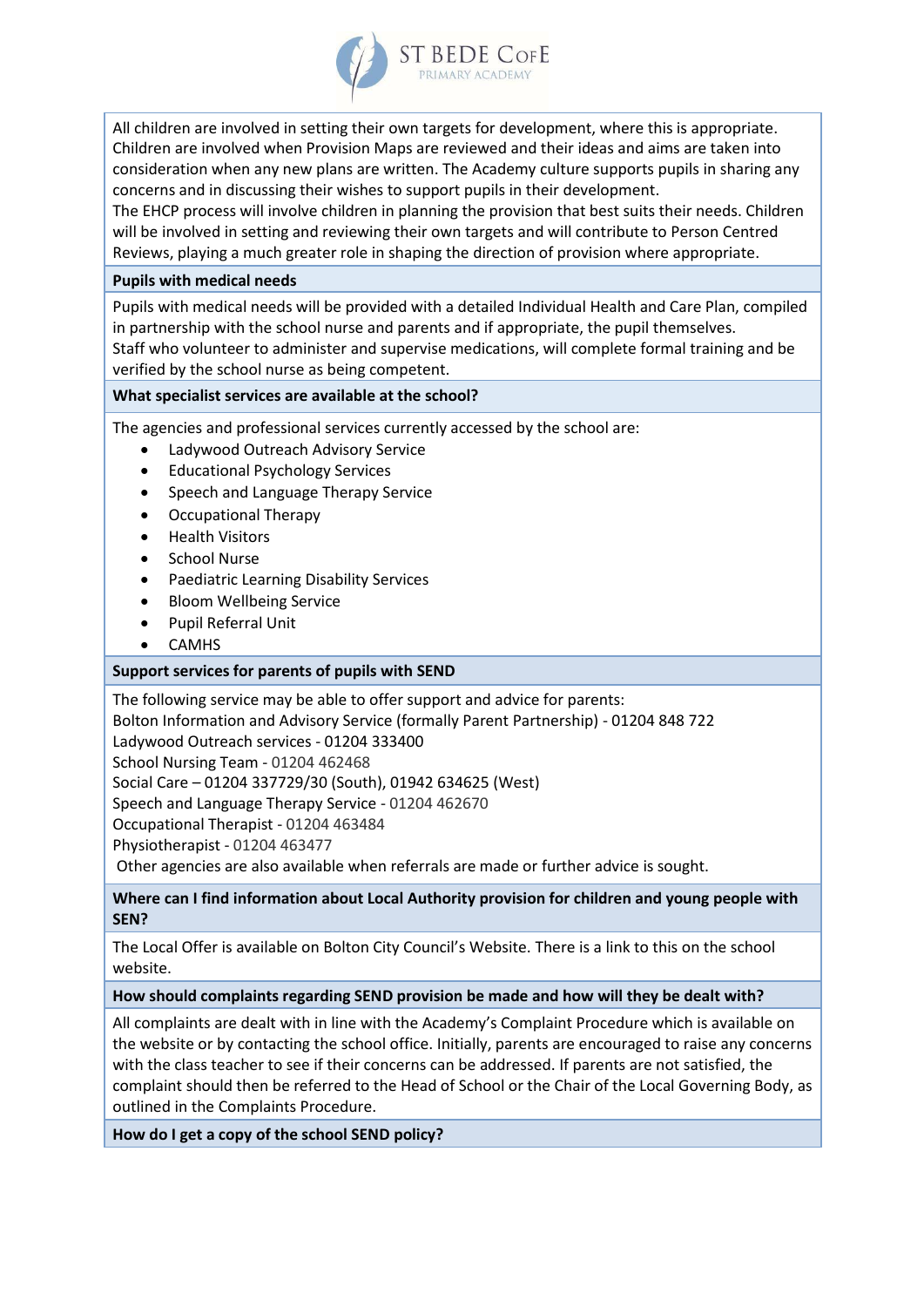All children are involved in setting their own targets for development, where this is appropriate. Children are involved when Provision Maps are reviewed and their ideas and aims are taken into consideration when any new plans are written. The Academy culture supports pupils in sharing any concerns and in discussing their wishes to support pupils in their development.
The EHCP process will involve children in planning the provision that best suits their needs. Children will be involved in setting and reviewing their own targets and will contribute to Person Centred Reviews, playing a much greater role in shaping the direction of provision where appropriate.

**Pupils with medical needs**

Pupils with medical needs will be provided with a detailed Individual Health and Care Plan, compiled in partnership with the school nurse and parents and if appropriate, the pupil themselves.
Staff who volunteer to administer and supervise medications, will complete formal training and be verified by the school nurse as being competent.

**What specialist services are available at the school?**

The agencies and professional services currently accessed by the school are:

- Ladywood Outreach Advisory Service
- Educational Psychology Services
- Speech and Language Therapy Service
- Occupational Therapy
- Health Visitors
- School Nurse
- Paediatric Learning Disability Services
- Bloom Wellbeing Service
- Pupil Referral Unit
- CAMHS

**Support services for parents of pupils with SEND**

The following service may be able to offer support and advice for parents:
Bolton Information and Advisory Service (formally Parent Partnership) - 01204 848 722
Ladywood Outreach services - 01204 333400
School Nursing Team - 01204 462468
Social Care – 01204 337729/30 (South), 01942 634625 (West)
Speech and Language Therapy Service - 01204 462670
Occupational Therapist - 01204 463484
Physiotherapist - 01204 463477
Other agencies are also available when referrals are made or further advice is sought.

**Where can I find information about Local Authority provision for children and young people with SEN?**

The Local Offer is available on Bolton City Council's Website. There is a link to this on the school website.

**How should complaints regarding SEND provision be made and how will they be dealt with?**

All complaints are dealt with in line with the Academy's Complaint Procedure which is available on the website or by contacting the school office. Initially, parents are encouraged to raise any concerns with the class teacher to see if their concerns can be addressed. If parents are not satisfied, the complaint should then be referred to the Head of School or the Chair of the Local Governing Body, as outlined in the Complaints Procedure.

**How do I get a copy of the school SEND policy?**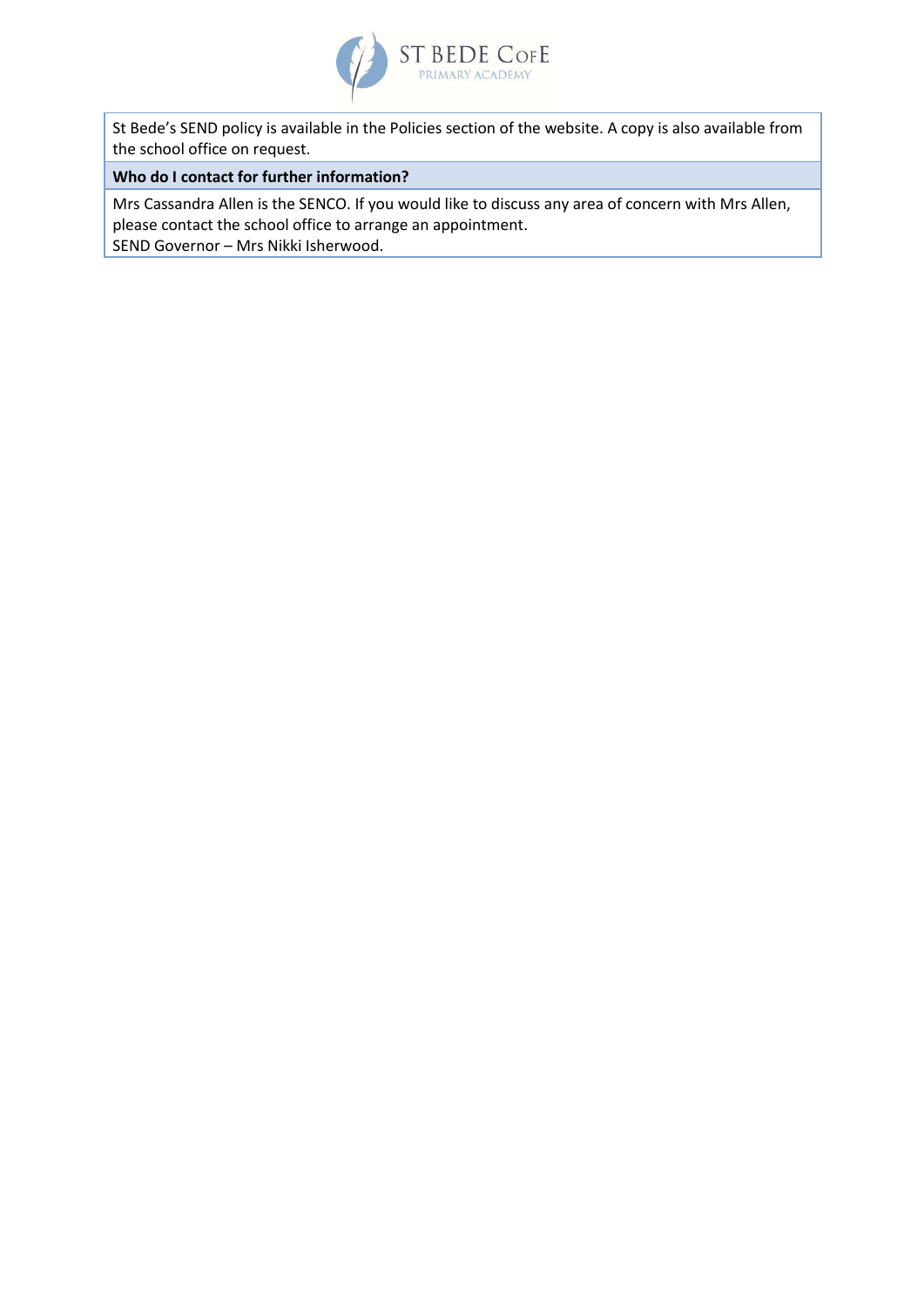St Bede's SEND policy is available in the Policies section of the website. A copy is also available from the school office on request.

**Who do I contact for further information?**

Mrs Cassandra Allen is the SENCO. If you would like to discuss any area of concern with Mrs Allen, please contact the school office to arrange an appointment.
SEND Governor – Mrs Nikki Isherwood.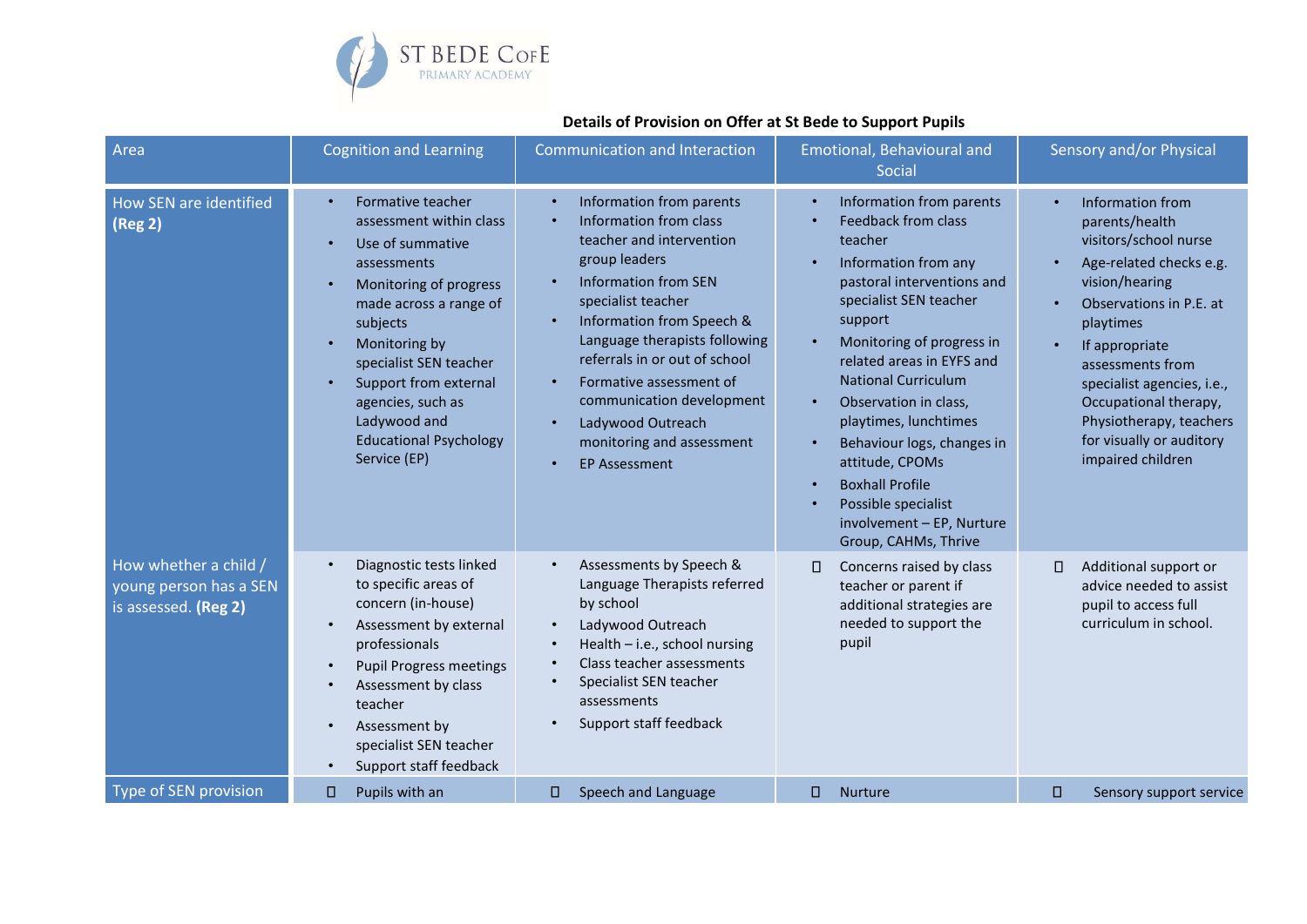ST BEDE CofE PRIMARY ACADEMY

**Details of Provision on Offer at St Bede to Support Pupils**

| Area | Cognition and Learning | Communication and Interaction | Emotional, Behavioural and Social | Sensory and/or Physical |
|---|---|---|---|---|
| How SEN are identified **(Reg 2)** | • Formative teacher assessment within class<br>• Use of summative assessments<br>• Monitoring of progress made across a range of subjects<br>• Monitoring by specialist SEN teacher<br>• Support from external agencies, such as Ladywood and Educational Psychology Service (EP) | • Information from parents<br>• Information from class teacher and intervention group leaders<br>• Information from SEN specialist teacher<br>• Information from Speech & Language therapists following referrals in or out of school<br>• Formative assessment of communication development<br>• Ladywood Outreach monitoring and assessment<br>• EP Assessment | • Information from parents<br>• Feedback from class teacher<br>• Information from any pastoral interventions and specialist SEN teacher support<br>• Monitoring of progress in related areas in EYFS and National Curriculum<br>• Observation in class, playtimes, lunchtimes<br>• Behaviour logs, changes in attitude, CPOMs<br>• Boxhall Profile<br>• Possible specialist involvement – EP, Nurture Group, CAHMs, Thrive | • Information from parents/health visitors/school nurse<br>• Age-related checks e.g. vision/hearing<br>• Observations in P.E. at playtimes<br>• If appropriate assessments from specialist agencies, i.e., Occupational therapy, Physiotherapy, teachers for visually or auditory impaired children |
| How whether a child / young person has a SEN is assessed. **(Reg 2)** | • Diagnostic tests linked to specific areas of concern (in-house)<br>• Assessment by external professionals<br>• Pupil Progress meetings<br>• Assessment by class teacher<br>• Assessment by specialist SEN teacher<br>• Support staff feedback | • Assessments by Speech & Language Therapists referred by school<br>• Ladywood Outreach<br>• Health – i.e., school nursing<br>• Class teacher assessments<br>• Specialist SEN teacher assessments<br>• Support staff feedback | • Concerns raised by class teacher or parent if additional strategies are needed to support the pupil | • Additional support or advice needed to assist pupil to access full curriculum in school. |
| Type of SEN provision | • Pupils with an | • Speech and Language | • Nurture | • Sensory support service |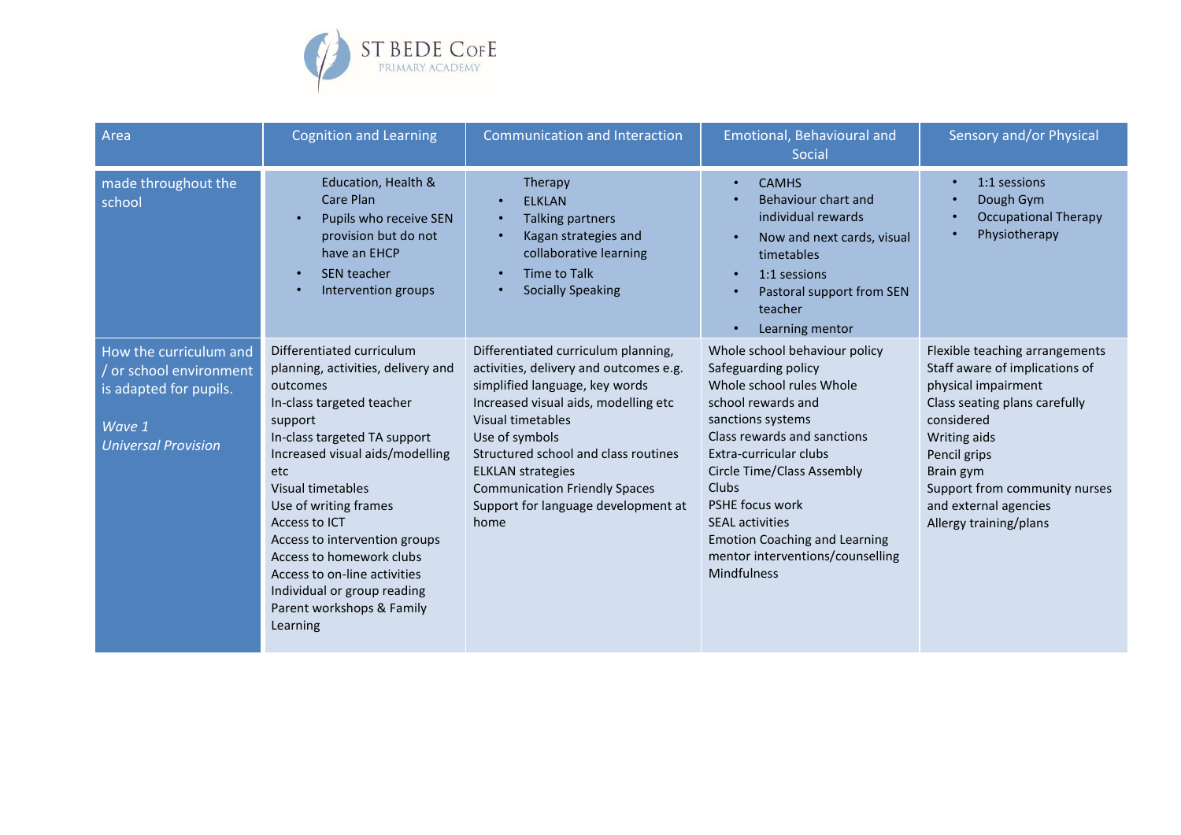| Area | Cognition and Learning | Communication and Interaction | Emotional, Behavioural and Social | Sensory and/or Physical |
|---|---|---|---|---|
| made throughout the school | Education, Health & Care Plan<br>• Pupils who receive SEN provision but do not have an EHCP<br>• SEN teacher<br>• Intervention groups | Therapy<br>• ELKLAN<br>• Talking partners<br>• Kagan strategies and collaborative learning<br>• Time to Talk<br>• Socially Speaking | • CAMHS<br>• Behaviour chart and individual rewards<br>• Now and next cards, visual timetables<br>• 1:1 sessions<br>• Pastoral support from SEN teacher<br>• Learning mentor | • 1:1 sessions<br>• Dough Gym<br>• Occupational Therapy<br>• Physiotherapy |
| How the curriculum and / or school environment is adapted for pupils.<br><br>*Wave 1*<br>*Universal Provision* | Differentiated curriculum planning, activities, delivery and outcomes<br>In-class targeted teacher support<br>In-class targeted TA support<br>Increased visual aids/modelling etc<br>Visual timetables<br>Use of writing frames<br>Access to ICT<br>Access to intervention groups<br>Access to homework clubs<br>Access to on-line activities<br>Individual or group reading<br>Parent workshops & Family Learning | Differentiated curriculum planning, activities, delivery and outcomes e.g. simplified language, key words<br>Increased visual aids, modelling etc<br>Visual timetables<br>Use of symbols<br>Structured school and class routines<br>ELKLAN strategies<br>Communication Friendly Spaces<br>Support for language development at home | Whole school behaviour policy<br>Safeguarding policy<br>Whole school rules Whole school rewards and sanctions systems<br>Class rewards and sanctions<br>Extra-curricular clubs<br>Circle Time/Class Assembly<br>Clubs<br>PSHE focus work<br>SEAL activities<br>Emotion Coaching and Learning mentor interventions/counselling<br>Mindfulness | Flexible teaching arrangements<br>Staff aware of implications of physical impairment<br>Class seating plans carefully considered<br>Writing aids<br>Pencil grips<br>Brain gym<br>Support from community nurses and external agencies<br>Allergy training/plans |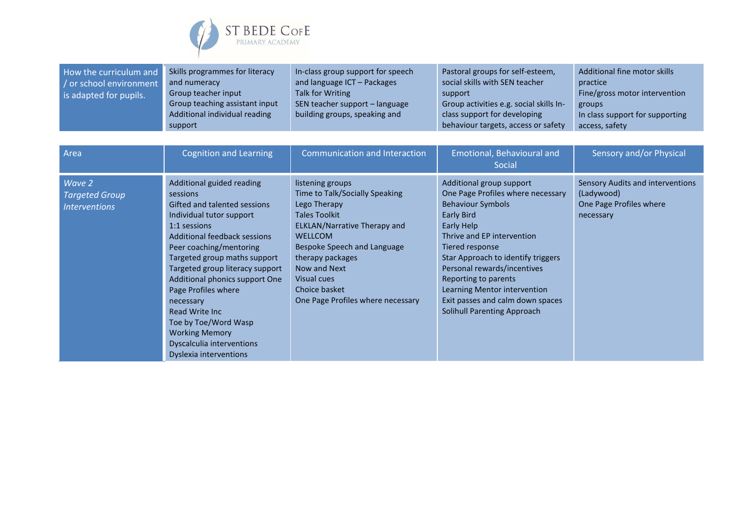| How the curriculum and / or school environment is adapted for pupils. | Skills programmes for literacy and numeracy<br>Group teacher input<br>Group teaching assistant input<br>Additional individual reading support | In-class group support for speech and language ICT – Packages<br>Talk for Writing<br>SEN teacher support – language building groups, speaking and | Pastoral groups for self-esteem, social skills with SEN teacher support<br>Group activities e.g. social skills In-class support for developing behaviour targets, access or safety | Additional fine motor skills practice<br>Fine/gross motor intervention groups<br>In class support for supporting access, safety |
|---|---|---|---|---|

| Area | Cognition and Learning | Communication and Interaction | Emotional, Behavioural and Social | Sensory and/or Physical |
|---|---|---|---|---|
| *Wave 2 Targeted Group Interventions* | Additional guided reading sessions<br>Gifted and talented sessions<br>Individual tutor support<br>1:1 sessions<br>Additional feedback sessions<br>Peer coaching/mentoring<br>Targeted group maths support<br>Targeted group literacy support<br>Additional phonics support One Page Profiles where necessary<br>Read Write Inc<br>Toe by Toe/Word Wasp<br>Working Memory<br>Dyscalculia interventions<br>Dyslexia interventions | listening groups<br>Time to Talk/Socially Speaking<br>Lego Therapy<br>Tales Toolkit<br>ELKLAN/Narrative Therapy and WELLCOM<br>Bespoke Speech and Language therapy packages<br>Now and Next<br>Visual cues<br>Choice basket<br>One Page Profiles where necessary | Additional group support<br>One Page Profiles where necessary<br>Behaviour Symbols<br>Early Bird<br>Early Help<br>Thrive and EP intervention<br>Tiered response<br>Star Approach to identify triggers<br>Personal rewards/incentives<br>Reporting to parents<br>Learning Mentor intervention<br>Exit passes and calm down spaces<br>Solihull Parenting Approach | Sensory Audits and interventions (Ladywood)<br>One Page Profiles where necessary |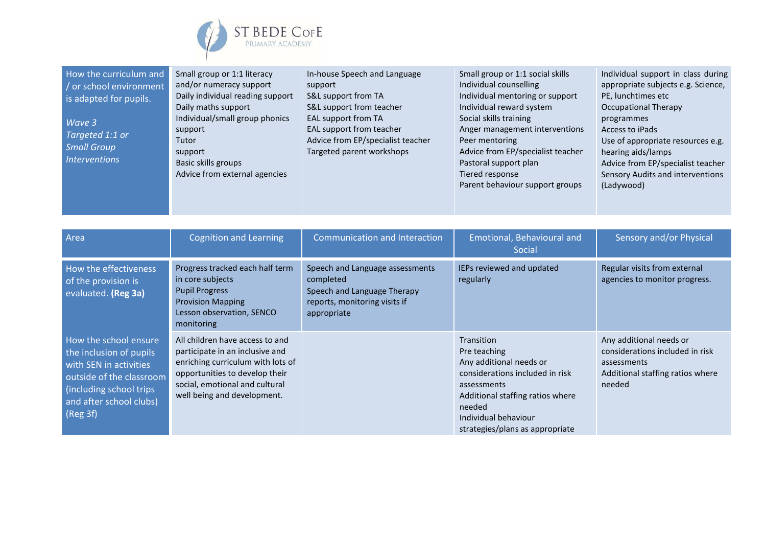| How the curriculum and / or school environment is adapted for pupils.<br><br>*Wave 3*<br>*Targeted 1:1 or Small Group Interventions* | Small group or 1:1 literacy and/or numeracy support<br>Daily individual reading support<br>Daily maths support<br>Individual/small group phonics support<br>Tutor support<br>Basic skills groups<br>Advice from external agencies | In-house Speech and Language support<br>S&L support from TA<br>S&L support from teacher<br>EAL support from TA<br>EAL support from teacher<br>Advice from EP/specialist teacher<br>Targeted parent workshops | Small group or 1:1 social skills<br>Individual counselling<br>Individual mentoring or support<br>Individual reward system<br>Social skills training<br>Anger management interventions<br>Peer mentoring<br>Advice from EP/specialist teacher<br>Pastoral support plan<br>Tiered response<br>Parent behaviour support groups | Individual support in class during appropriate subjects e.g. Science, PE, lunchtimes etc<br>Occupational Therapy programmes<br>Access to iPads<br>Use of appropriate resources e.g. hearing aids/lamps<br>Advice from EP/specialist teacher<br>Sensory Audits and interventions (Ladywood) |
|---|---|---|---|---|

| Area | Cognition and Learning | Communication and Interaction | Emotional, Behavioural and Social | Sensory and/or Physical |
|---|---|---|---|---|
| How the effectiveness of the provision is evaluated. **(Reg 3a)** | Progress tracked each half term in core subjects<br>Pupil Progress<br>Provision Mapping<br>Lesson observation, SENCO monitoring | Speech and Language assessments completed<br>Speech and Language Therapy reports, monitoring visits if appropriate | IEPs reviewed and updated regularly | Regular visits from external agencies to monitor progress. |
| How the school ensure the inclusion of pupils with SEN in activities outside of the classroom (including school trips and after school clubs) (Reg 3f) | All children have access to and participate in an inclusive and enriching curriculum with lots of opportunities to develop their social, emotional and cultural well being and development. | | Transition<br>Pre teaching<br>Any additional needs or considerations included in risk assessments<br>Additional staffing ratios where needed<br>Individual behaviour strategies/plans as appropriate | Any additional needs or considerations included in risk assessments<br>Additional staffing ratios where needed |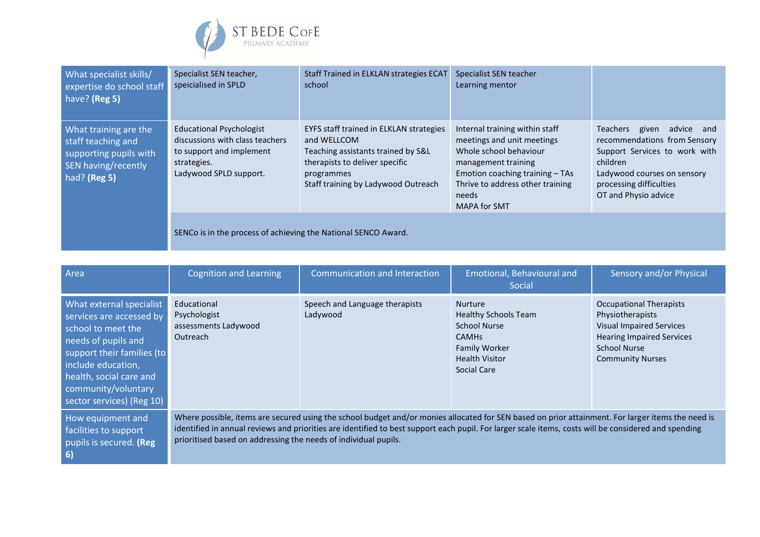ST BEDE CofE PRIMARY ACADEMY

| | | | | |
|---|---|---|---|---|
| What specialist skills/ expertise do school staff have? **(Reg 5)** | Specialist SEN teacher, speicialised in SPLD | Staff Trained in ELKLAN strategies ECAT school | Specialist SEN teacher<br>Learning mentor | |
| What training are the staff teaching and supporting pupils with SEN having/recently had? **(Reg 5)** | Educational Psychologist discussions with class teachers to support and implement strategies.<br>Ladywood SPLD support. | EYFS staff trained in ELKLAN strategies and WELLCOM<br>Teaching assistants trained by S&L therapists to deliver specific programmes<br>Staff training by Ladywood Outreach | Internal training within staff meetings and unit meetings<br>Whole school behaviour management training<br>Emotion coaching training – TAs<br>Thrive to address other training needs<br>MAPA for SMT | Teachers given advice and recommendations from Sensory Support Services to work with children<br>Ladywood courses on sensory processing difficulties<br>OT and Physio advice |
| | SENCo is in the process of achieving the National SENCO Award. | | | |

| Area | Cognition and Learning | Communication and Interaction | Emotional, Behavioural and Social | Sensory and/or Physical |
|---|---|---|---|---|
| What external specialist services are accessed by school to meet the needs of pupils and support their families (to include education, health, social care and community/voluntary sector services) (Reg 10) | Educational Psychologist assessments Ladywood Outreach | Speech and Language therapists Ladywood | Nurture<br>Healthy Schools Team<br>School Nurse<br>CAMHs<br>Family Worker<br>Health Visitor<br>Social Care | Occupational Therapists<br>Physiotherapists<br>Visual Impaired Services<br>Hearing Impaired Services<br>School Nurse<br>Community Nurses |
| How equipment and facilities to support pupils is secured. **(Reg 6)** | Where possible, items are secured using the school budget and/or monies allocated for SEN based on prior attainment. For larger items the need is identified in annual reviews and priorities are identified to best support each pupil. For larger scale items, costs will be considered and spending prioritised based on addressing the needs of individual pupils. | | | |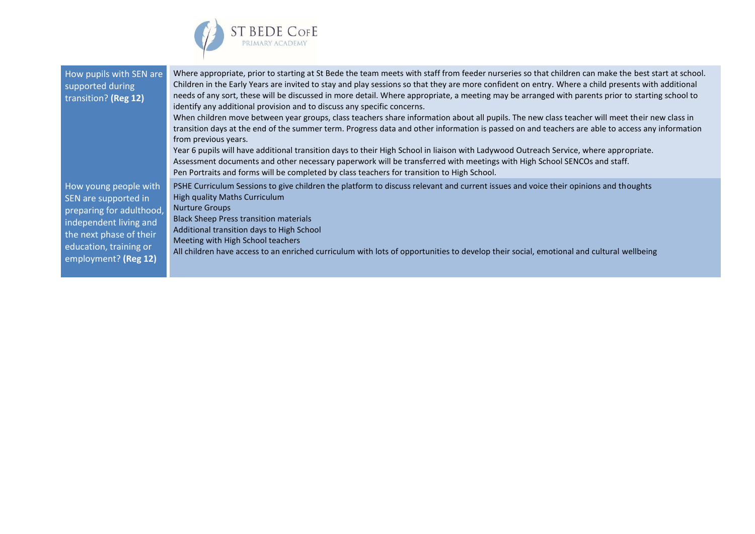| | |
|---|---|
| How pupils with SEN are supported during transition? **(Reg 12)** | Where appropriate, prior to starting at St Bede the team meets with staff from feeder nurseries so that children can make the best start at school. Children in the Early Years are invited to stay and play sessions so that they are more confident on entry. Where a child presents with additional needs of any sort, these will be discussed in more detail. Where appropriate, a meeting may be arranged with parents prior to starting school to identify any additional provision and to discuss any specific concerns.<br>When children move between year groups, class teachers share information about all pupils. The new class teacher will meet their new class in transition days at the end of the summer term. Progress data and other information is passed on and teachers are able to access any information from previous years.<br>Year 6 pupils will have additional transition days to their High School in liaison with Ladywood Outreach Service, where appropriate.<br>Assessment documents and other necessary paperwork will be transferred with meetings with High School SENCOs and staff.<br>Pen Portraits and forms will be completed by class teachers for transition to High School. |
| How young people with SEN are supported in preparing for adulthood, independent living and the next phase of their education, training or employment? **(Reg 12)** | PSHE Curriculum Sessions to give children the platform to discuss relevant and current issues and voice their opinions and thoughts<br>High quality Maths Curriculum<br>Nurture Groups<br>Black Sheep Press transition materials<br>Additional transition days to High School<br>Meeting with High School teachers<br>All children have access to an enriched curriculum with lots of opportunities to develop their social, emotional and cultural wellbeing |